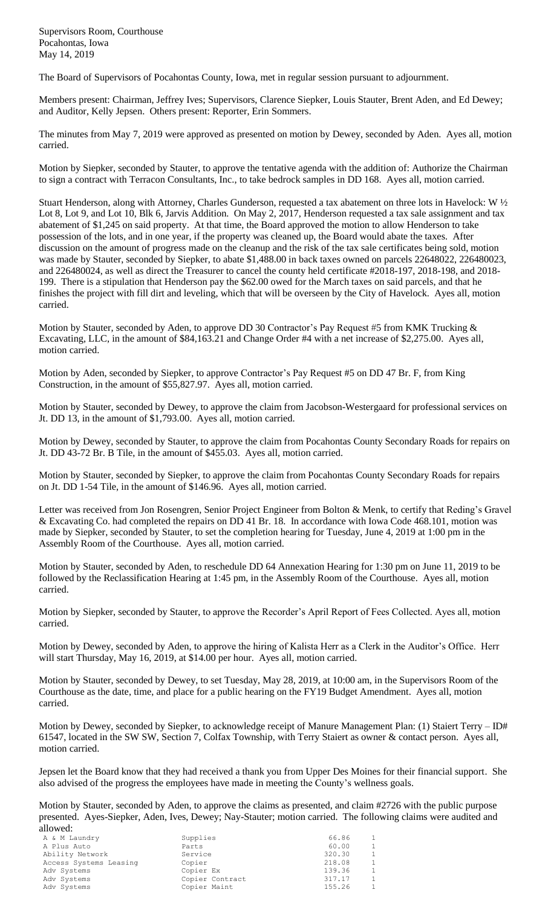Supervisors Room, Courthouse
Pocahontas, Iowa
May 14, 2019

The Board of Supervisors of Pocahontas County, Iowa, met in regular session pursuant to adjournment.

Members present: Chairman, Jeffrey Ives; Supervisors, Clarence Siepker, Louis Stauter, Brent Aden, and Ed Dewey; and Auditor, Kelly Jepsen. Others present: Reporter, Erin Sommers.

The minutes from May 7, 2019 were approved as presented on motion by Dewey, seconded by Aden. Ayes all, motion carried.

Motion by Siepker, seconded by Stauter, to approve the tentative agenda with the addition of: Authorize the Chairman to sign a contract with Terracon Consultants, Inc., to take bedrock samples in DD 168. Ayes all, motion carried.

Stuart Henderson, along with Attorney, Charles Gunderson, requested a tax abatement on three lots in Havelock: W ½ Lot 8, Lot 9, and Lot 10, Blk 6, Jarvis Addition. On May 2, 2017, Henderson requested a tax sale assignment and tax abatement of $1,245 on said property. At that time, the Board approved the motion to allow Henderson to take possession of the lots, and in one year, if the property was cleaned up, the Board would abate the taxes. After discussion on the amount of progress made on the cleanup and the risk of the tax sale certificates being sold, motion was made by Stauter, seconded by Siepker, to abate $1,488.00 in back taxes owned on parcels 22648022, 226480023, and 22648024, as well as direct the Treasurer to cancel the county held certificate #2018-197, 2018-198, and 2018-199. There is a stipulation that Henderson pay the $62.00 owed for the March taxes on said parcels, and that he finishes the project with fill dirt and leveling, which that will be overseen by the City of Havelock. Ayes all, motion carried.

Motion by Stauter, seconded by Aden, to approve DD 30 Contractor's Pay Request #5 from KMK Trucking & Excavating, LLC, in the amount of $84,163.21 and Change Order #4 with a net increase of $2,275.00. Ayes all, motion carried.

Motion by Aden, seconded by Siepker, to approve Contractor's Pay Request #5 on DD 47 Br. F, from King Construction, in the amount of $55,827.97. Ayes all, motion carried.

Motion by Stauter, seconded by Dewey, to approve the claim from Jacobson-Westergaard for professional services on Jt. DD 13, in the amount of $1,793.00. Ayes all, motion carried.

Motion by Dewey, seconded by Stauter, to approve the claim from Pocahontas County Secondary Roads for repairs on Jt. DD 43-72 Br. B Tile, in the amount of $455.03. Ayes all, motion carried.

Motion by Stauter, seconded by Siepker, to approve the claim from Pocahontas County Secondary Roads for repairs on Jt. DD 1-54 Tile, in the amount of $146.96. Ayes all, motion carried.

Letter was received from Jon Rosengren, Senior Project Engineer from Bolton & Menk, to certify that Reding's Gravel & Excavating Co. had completed the repairs on DD 41 Br. 18. In accordance with Iowa Code 468.101, motion was made by Siepker, seconded by Stauter, to set the completion hearing for Tuesday, June 4, 2019 at 1:00 pm in the Assembly Room of the Courthouse. Ayes all, motion carried.

Motion by Stauter, seconded by Aden, to reschedule DD 64 Annexation Hearing for 1:30 pm on June 11, 2019 to be followed by the Reclassification Hearing at 1:45 pm, in the Assembly Room of the Courthouse. Ayes all, motion carried.

Motion by Siepker, seconded by Stauter, to approve the Recorder's April Report of Fees Collected. Ayes all, motion carried.

Motion by Dewey, seconded by Aden, to approve the hiring of Kalista Herr as a Clerk in the Auditor's Office. Herr will start Thursday, May 16, 2019, at $14.00 per hour. Ayes all, motion carried.

Motion by Stauter, seconded by Dewey, to set Tuesday, May 28, 2019, at 10:00 am, in the Supervisors Room of the Courthouse as the date, time, and place for a public hearing on the FY19 Budget Amendment. Ayes all, motion carried.

Motion by Dewey, seconded by Siepker, to acknowledge receipt of Manure Management Plan: (1) Staiert Terry – ID# 61547, located in the SW SW, Section 7, Colfax Township, with Terry Staiert as owner & contact person. Ayes all, motion carried.

Jepsen let the Board know that they had received a thank you from Upper Des Moines for their financial support. She also advised of the progress the employees have made in meeting the County's wellness goals.

Motion by Stauter, seconded by Aden, to approve the claims as presented, and claim #2726 with the public purpose presented. Ayes-Siepker, Aden, Ives, Dewey; Nay-Stauter; motion carried. The following claims were audited and allowed:

| | | | |
|---|---|---|---|
| A & M Laundry | Supplies | 66.86 | 1 |
| A Plus Auto | Parts | 60.00 | 1 |
| Ability Network | Service | 320.30 | 1 |
| Access Systems Leasing | Copier | 218.08 | 1 |
| Adv Systems | Copier Ex | 139.36 | 1 |
| Adv Systems | Copier Contract | 317.17 | 1 |
| Adv Systems | Copier Maint | 155.26 | 1 |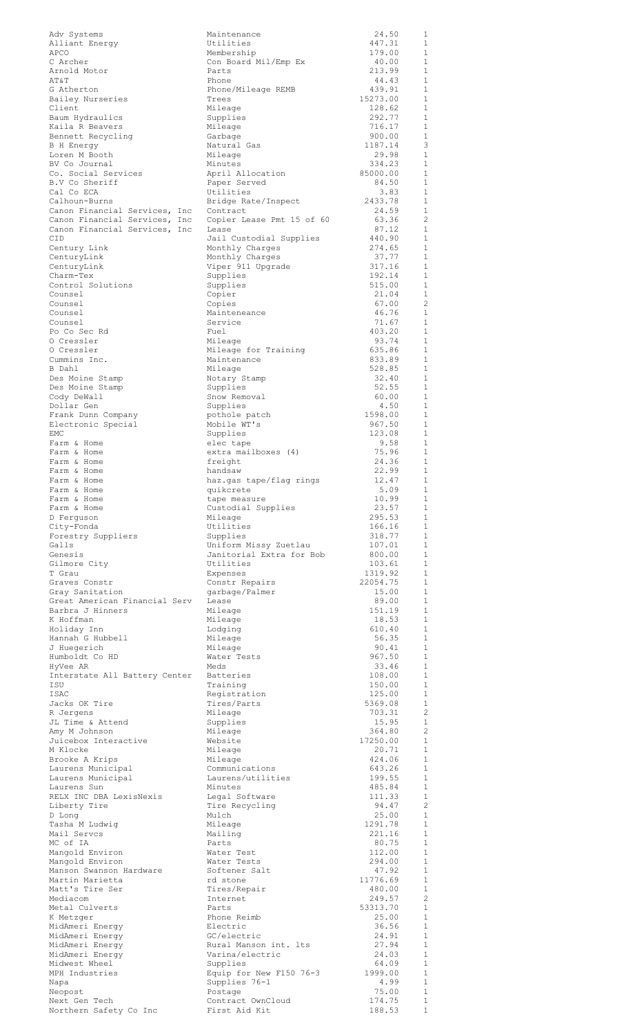| | | | |
|---|---|---|---|
| Adv Systems | Maintenance | 24.50 | 1 |
| Alliant Energy | Utilities | 447.31 | 1 |
| APCO | Membership | 179.00 | 1 |
| C Archer | Con Board Mil/Emp Ex | 40.00 | 1 |
| Arnold Motor | Parts | 213.99 | 1 |
| AT&T | Phone | 44.43 | 1 |
| G Atherton | Phone/Mileage REMB | 439.91 | 1 |
| Bailey Nurseries | Trees | 15273.00 | 1 |
| Client | Mileage | 128.62 | 1 |
| Baum Hydraulics | Supplies | 292.77 | 1 |
| Kaila R Beavers | Mileage | 716.17 | 1 |
| Bennett Recycling | Garbage | 900.00 | 1 |
| B H Energy | Natural Gas | 1187.14 | 3 |
| Loren M Booth | Mileage | 29.98 | 1 |
| BV Co Journal | Minutes | 334.23 | 1 |
| Co. Social Services | April Allocation | 85000.00 | 1 |
| B.V Co Sheriff | Paper Served | 84.50 | 1 |
| Cal Co ECA | Utilities | 3.83 | 1 |
| Calhoun-Burns | Bridge Rate/Inspect | 2433.78 | 1 |
| Canon Financial Services, Inc | Contract | 24.59 | 1 |
| Canon Financial Services, Inc | Copier Lease Pmt 15 of 60 | 63.36 | 2 |
| Canon Financial Services, Inc | Lease | 87.12 | 1 |
| CID | Jail Custodial Supplies | 440.90 | 1 |
| Century Link | Monthly Charges | 274.65 | 1 |
| CenturyLink | Monthly Charges | 37.77 | 1 |
| CenturyLink | Viper 911 Upgrade | 317.16 | 1 |
| Charm-Tex | Supplies | 192.14 | 1 |
| Control Solutions | Supplies | 515.00 | 1 |
| Counsel | Copier | 21.04 | 1 |
| Counsel | Copies | 67.00 | 2 |
| Counsel | Mainteneance | 46.76 | 1 |
| Counsel | Service | 71.67 | 1 |
| Po Co Sec Rd | Fuel | 403.20 | 1 |
| O Cressler | Mileage | 93.74 | 1 |
| O Cressler | Mileage for Training | 635.86 | 1 |
| Cummins Inc. | Maintenance | 833.89 | 1 |
| B Dahl | Mileage | 528.85 | 1 |
| Des Moine Stamp | Notary Stamp | 32.40 | 1 |
| Des Moine Stamp | Supplies | 52.55 | 1 |
| Cody DeWall | Snow Removal | 60.00 | 1 |
| Dollar Gen | Supplies | 4.50 | 1 |
| Frank Dunn Company | pothole patch | 1598.00 | 1 |
| Electronic Special | Mobile WT's | 967.50 | 1 |
| EMC | Supplies | 123.08 | 1 |
| Farm & Home | elec tape | 9.58 | 1 |
| Farm & Home | extra mailboxes (4) | 75.96 | 1 |
| Farm & Home | freight | 24.36 | 1 |
| Farm & Home | handsaw | 22.99 | 1 |
| Farm & Home | haz.gas tape/flag rings | 12.47 | 1 |
| Farm & Home | quikcrete | 5.09 | 1 |
| Farm & Home | tape measure | 10.99 | 1 |
| Farm & Home | Custodial Supplies | 23.57 | 1 |
| D Ferguson | Mileage | 295.53 | 1 |
| City-Fonda | Utilities | 166.16 | 1 |
| Forestry Suppliers | Supplies | 318.77 | 1 |
| Galls | Uniform Missy Zuetlau | 107.01 | 1 |
| Genesis | Janitorial Extra for Bob | 800.00 | 1 |
| Gilmore City | Utilities | 103.61 | 1 |
| T Grau | Expenses | 1319.92 | 1 |
| Graves Constr | Constr Repairs | 22054.75 | 1 |
| Gray Sanitation | garbage/Palmer | 15.00 | 1 |
| Great American Financial Serv | Lease | 89.00 | 1 |
| Barbra J Hinners | Mileage | 151.19 | 1 |
| K Hoffman | Mileage | 18.53 | 1 |
| Holiday Inn | Lodging | 610.40 | 1 |
| Hannah G Hubbell | Mileage | 56.35 | 1 |
| J Huegerich | Mileage | 90.41 | 1 |
| Humboldt Co HD | Water Tests | 967.50 | 1 |
| HyVee AR | Meds | 33.46 | 1 |
| Interstate All Battery Center | Batteries | 108.00 | 1 |
| ISU | Training | 150.00 | 1 |
| ISAC | Registration | 125.00 | 1 |
| Jacks OK Tire | Tires/Parts | 5369.08 | 1 |
| R Jergens | Mileage | 703.31 | 2 |
| JL Time & Attend | Supplies | 15.95 | 1 |
| Amy M Johnson | Mileage | 364.80 | 2 |
| Juicebox Interactive | Website | 17250.00 | 1 |
| M Klocke | Mileage | 20.71 | 1 |
| Brooke A Krips | Mileage | 424.06 | 1 |
| Laurens Municipal | Communications | 643.26 | 1 |
| Laurens Municipal | Laurens/utilities | 199.55 | 1 |
| Laurens Sun | Minutes | 485.84 | 1 |
| RELX INC DBA LexisNexis | Legal Software | 111.33 | 1 |
| Liberty Tire | Tire Recycling | 94.47 | 2 |
| D Long | Mulch | 25.00 | 1 |
| Tasha M Ludwig | Mileage | 1291.78 | 1 |
| Mail Servcs | Mailing | 221.16 | 1 |
| MC of IA | Parts | 80.75 | 1 |
| Mangold Environ | Water Test | 112.00 | 1 |
| Mangold Environ | Water Tests | 294.00 | 1 |
| Manson Swanson Hardware | Softener Salt | 47.92 | 1 |
| Martin Marietta | rd stone | 11776.69 | 1 |
| Matt's Tire Ser | Tires/Repair | 480.00 | 1 |
| Mediacom | Internet | 249.57 | 2 |
| Metal Culverts | Parts | 53313.70 | 1 |
| K Metzger | Phone Reimb | 25.00 | 1 |
| MidAmeri Energy | Electric | 36.56 | 1 |
| MidAmeri Energy | GC/electric | 24.91 | 1 |
| MidAmeri Energy | Rural Manson int. lts | 27.94 | 1 |
| MidAmeri Energy | Varina/electric | 24.03 | 1 |
| Midwest Wheel | Supplies | 64.09 | 1 |
| MPH Industries | Equip for New F150 76-3 | 1999.00 | 1 |
| Napa | Supplies 76-1 | 4.99 | 1 |
| Neopost | Postage | 75.00 | 1 |
| Next Gen Tech | Contract OwnCloud | 174.75 | 1 |
| Northern Safety Co Inc | First Aid Kit | 188.53 | 1 |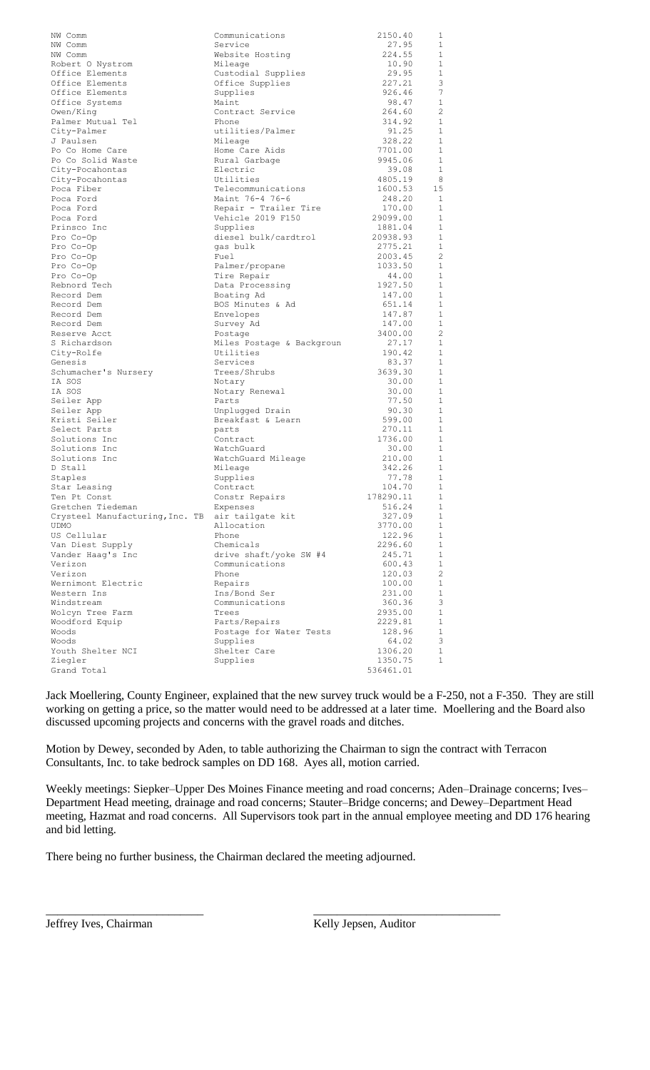| | | | |
|---|---|---|---|
| NW Comm | Communications | 2150.40 | 1 |
| NW Comm | Service | 27.95 | 1 |
| NW Comm | Website Hosting | 224.55 | 1 |
| Robert O Nystrom | Mileage | 10.90 | 1 |
| Office Elements | Custodial Supplies | 29.95 | 1 |
| Office Elements | Office Supplies | 227.21 | 3 |
| Office Elements | Supplies | 926.46 | 7 |
| Office Systems | Maint | 98.47 | 1 |
| Owen/King | Contract Service | 264.60 | 2 |
| Palmer Mutual Tel | Phone | 314.92 | 1 |
| City-Palmer | utilities/Palmer | 91.25 | 1 |
| J Paulsen | Mileage | 328.22 | 1 |
| Po Co Home Care | Home Care Aids | 7701.00 | 1 |
| Po Co Solid Waste | Rural Garbage | 9945.06 | 1 |
| City-Pocahontas | Electric | 39.08 | 1 |
| City-Pocahontas | Utilities | 4805.19 | 8 |
| Poca Fiber | Telecommunications | 1600.53 | 15 |
| Poca Ford | Maint 76-4 76-6 | 248.20 | 1 |
| Poca Ford | Repair - Trailer Tire | 170.00 | 1 |
| Poca Ford | Vehicle 2019 F150 | 29099.00 | 1 |
| Prinsco Inc | Supplies | 1881.04 | 1 |
| Pro Co-Op | diesel bulk/cardtrol | 20938.93 | 1 |
| Pro Co-Op | gas bulk | 2775.21 | 1 |
| Pro Co-Op | Fuel | 2003.45 | 2 |
| Pro Co-Op | Palmer/propane | 1033.50 | 1 |
| Pro Co-Op | Tire Repair | 44.00 | 1 |
| Rebnord Tech | Data Processing | 1927.50 | 1 |
| Record Dem | Boating Ad | 147.00 | 1 |
| Record Dem | BOS Minutes & Ad | 651.14 | 1 |
| Record Dem | Envelopes | 147.87 | 1 |
| Record Dem | Survey Ad | 147.00 | 1 |
| Reserve Acct | Postage | 3400.00 | 2 |
| S Richardson | Miles Postage & Backgroun | 27.17 | 1 |
| City-Rolfe | Utilities | 190.42 | 1 |
| Genesis | Services | 83.37 | 1 |
| Schumacher's Nursery | Trees/Shrubs | 3639.30 | 1 |
| IA SOS | Notary | 30.00 | 1 |
| IA SOS | Notary Renewal | 30.00 | 1 |
| Seiler App | Parts | 77.50 | 1 |
| Seiler App | Unplugged Drain | 90.30 | 1 |
| Kristi Seiler | Breakfast & Learn | 599.00 | 1 |
| Select Parts | parts | 270.11 | 1 |
| Solutions Inc | Contract | 1736.00 | 1 |
| Solutions Inc | WatchGuard | 30.00 | 1 |
| Solutions Inc | WatchGuard Mileage | 210.00 | 1 |
| D Stall | Mileage | 342.26 | 1 |
| Staples | Supplies | 77.78 | 1 |
| Star Leasing | Contract | 104.70 | 1 |
| Ten Pt Const | Constr Repairs | 178290.11 | 1 |
| Gretchen Tiedeman | Expenses | 516.24 | 1 |
| Crysteel Manufacturing,Inc. TB | air tailgate kit | 327.09 | 1 |
| UDMO | Allocation | 3770.00 | 1 |
| US Cellular | Phone | 122.96 | 1 |
| Van Diest Supply | Chemicals | 2296.60 | 1 |
| Vander Haag's Inc | drive shaft/yoke SW #4 | 245.71 | 1 |
| Verizon | Communications | 600.43 | 1 |
| Verizon | Phone | 120.03 | 2 |
| Wernimont Electric | Repairs | 100.00 | 1 |
| Western Ins | Ins/Bond Ser | 231.00 | 1 |
| Windstream | Communications | 360.36 | 3 |
| Wolcyn Tree Farm | Trees | 2935.00 | 1 |
| Woodford Equip | Parts/Repairs | 2229.81 | 1 |
| Woods | Postage for Water Tests | 128.96 | 1 |
| Woods | Supplies | 64.02 | 3 |
| Youth Shelter NCI | Shelter Care | 1306.20 | 1 |
| Ziegler | Supplies | 1350.75 | 1 |
| Grand Total | | 536461.01 | |

Jack Moellering, County Engineer, explained that the new survey truck would be a F-250, not a F-350. They are still working on getting a price, so the matter would need to be addressed at a later time. Moellering and the Board also discussed upcoming projects and concerns with the gravel roads and ditches.

Motion by Dewey, seconded by Aden, to table authorizing the Chairman to sign the contract with Terracon Consultants, Inc. to take bedrock samples on DD 168. Ayes all, motion carried.

Weekly meetings: Siepker–Upper Des Moines Finance meeting and road concerns; Aden–Drainage concerns; Ives–Department Head meeting, drainage and road concerns; Stauter–Bridge concerns; and Dewey–Department Head meeting, Hazmat and road concerns. All Supervisors took part in the annual employee meeting and DD 176 hearing and bid letting.

There being no further business, the Chairman declared the meeting adjourned.

\_\_\_\_\_\_\_\_\_\_\_\_\_\_\_\_\_\_\_\_\_\_\_\_\_\_\_ \_\_\_\_\_\_\_\_\_\_\_\_\_\_\_\_\_\_\_\_\_\_\_\_\_\_\_\_\_\_\_

Jeffrey Ives, Chairman Kelly Jepsen, Auditor